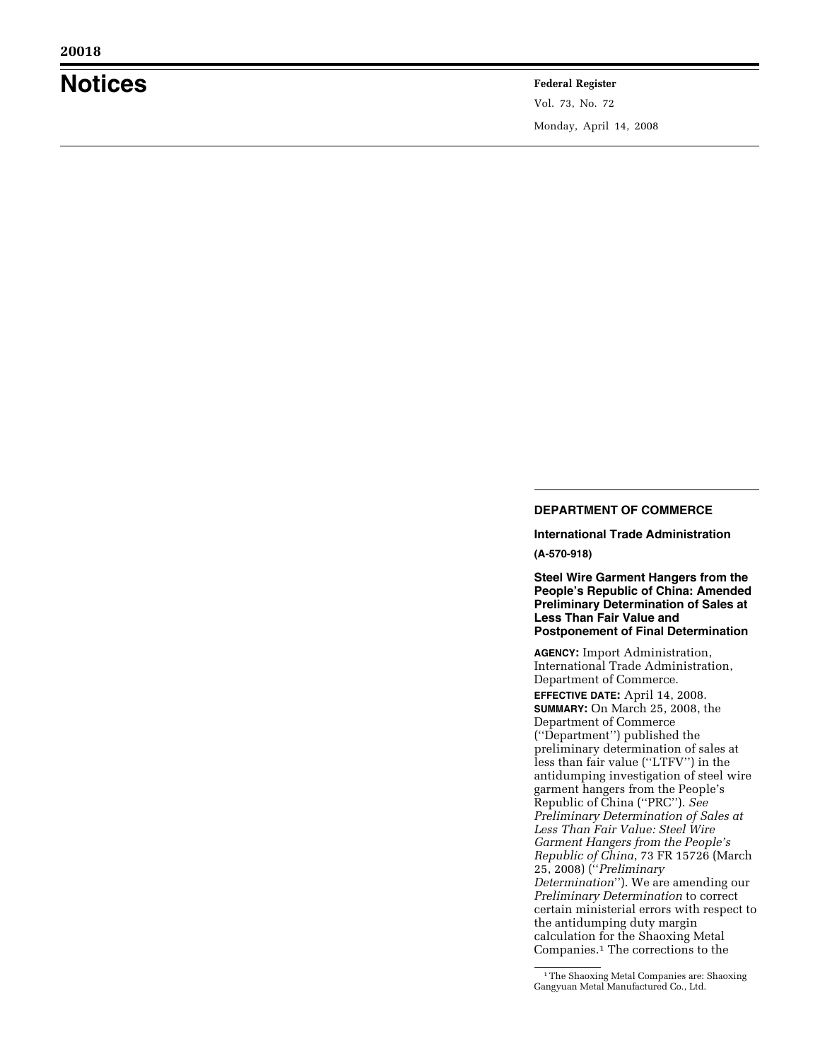# Notices

DEPARTMENT OF COMMERCE

International Trade Administration

(A-570-918)

## Steel Wire Garment Hangers from the People's Republic of China: Amended Preliminary Determination of Sales at Less Than Fair Value and Postponement of Final Determination

**AGENCY:** Import Administration, International Trade Administration, Department of Commerce.

**EFFECTIVE DATE:** April 14, 2008.

**SUMMARY:** On March 25, 2008, the Department of Commerce (''Department'') published the preliminary determination of sales at less than fair value (''LTFV'') in the antidumping investigation of steel wire garment hangers from the People's Republic of China (''PRC''). *See Preliminary Determination of Sales at Less Than Fair Value: Steel Wire Garment Hangers from the People's Republic of China*, 73 FR 15726 (March 25, 2008) (''*Preliminary Determination*''). We are amending our *Preliminary Determination* to correct certain ministerial errors with respect to the antidumping duty margin calculation for the Shaoxing Metal Companies.[1] The corrections to the

[1] The Shaoxing Metal Companies are: Shaoxing Gangyuan Metal Manufactured Co., Ltd.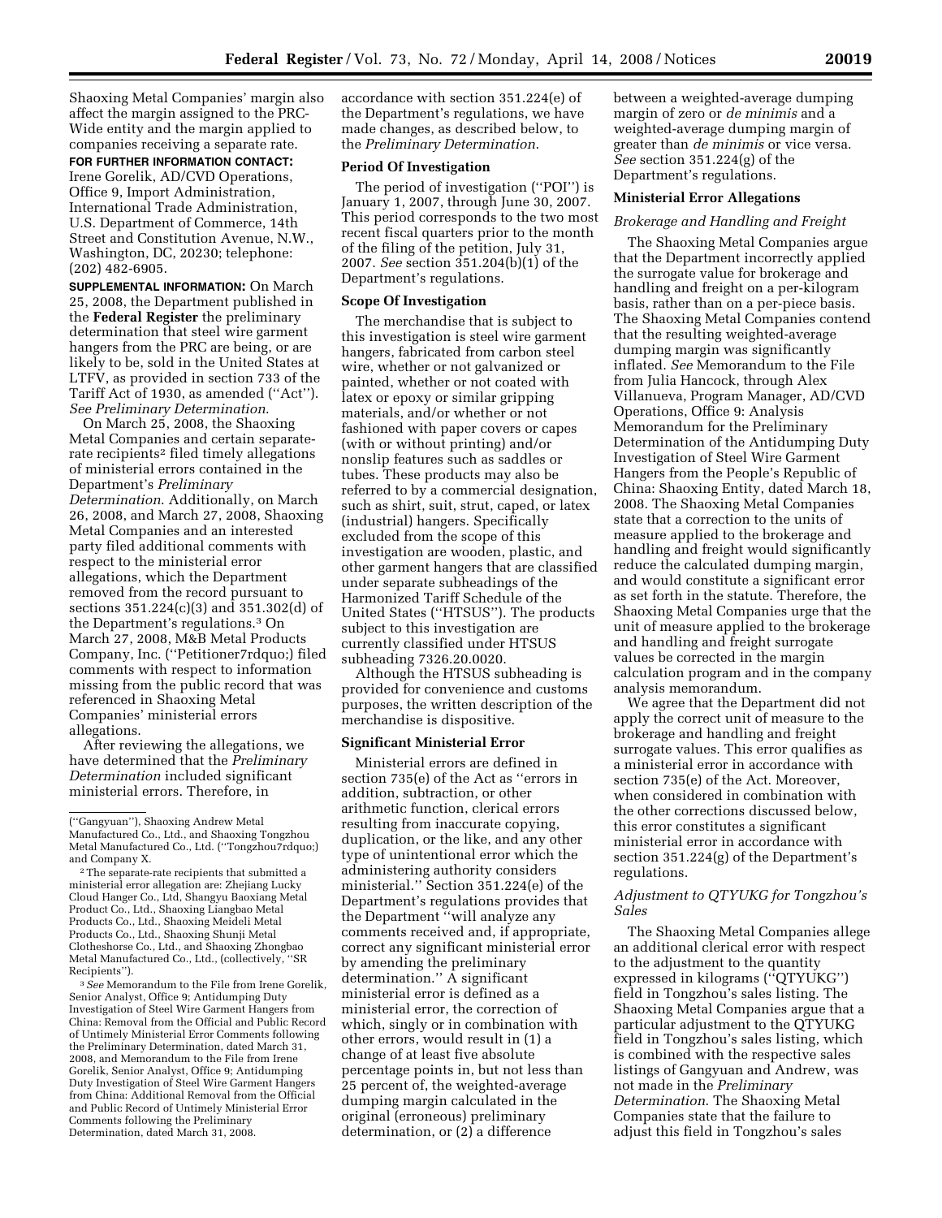Shaoxing Metal Companies' margin also affect the margin assigned to the PRC-Wide entity and the margin applied to companies receiving a separate rate.

**FOR FURTHER INFORMATION CONTACT:** Irene Gorelik, AD/CVD Operations, Office 9, Import Administration, International Trade Administration, U.S. Department of Commerce, 14th Street and Constitution Avenue, N.W., Washington, DC, 20230; telephone: (202) 482-6905.

**SUPPLEMENTAL INFORMATION:** On March 25, 2008, the Department published in the **Federal Register** the preliminary determination that steel wire garment hangers from the PRC are being, or are likely to be, sold in the United States at LTFV, as provided in section 733 of the Tariff Act of 1930, as amended (''Act''). *See Preliminary Determination*.

On March 25, 2008, the Shaoxing Metal Companies and certain separate-rate recipients[2] filed timely allegations of ministerial errors contained in the Department's *Preliminary Determination*. Additionally, on March 26, 2008, and March 27, 2008, Shaoxing Metal Companies and an interested party filed additional comments with respect to the ministerial error allegations, which the Department removed from the record pursuant to sections 351.224(c)(3) and 351.302(d) of the Department's regulations.[3] On March 27, 2008, M&B Metal Products Company, Inc. (''Petitioner7rdquo;) filed comments with respect to information missing from the public record that was referenced in Shaoxing Metal Companies' ministerial errors allegations.

After reviewing the allegations, we have determined that the *Preliminary Determination* included significant ministerial errors. Therefore, in accordance with section 351.224(e) of the Department's regulations, we have made changes, as described below, to the *Preliminary Determination*.

**Period Of Investigation**

The period of investigation (''POI'') is January 1, 2007, through June 30, 2007. This period corresponds to the two most recent fiscal quarters prior to the month of the filing of the petition, July 31, 2007. *See* section 351.204(b)(1) of the Department's regulations.

**Scope Of Investigation**

The merchandise that is subject to this investigation is steel wire garment hangers, fabricated from carbon steel wire, whether or not galvanized or painted, whether or not coated with latex or epoxy or similar gripping materials, and/or whether or not fashioned with paper covers or capes (with or without printing) and/or nonslip features such as saddles or tubes. These products may also be referred to by a commercial designation, such as shirt, suit, strut, caped, or latex (industrial) hangers. Specifically excluded from the scope of this investigation are wooden, plastic, and other garment hangers that are classified under separate subheadings of the Harmonized Tariff Schedule of the United States (''HTSUS''). The products subject to this investigation are currently classified under HTSUS subheading 7326.20.0020.

Although the HTSUS subheading is provided for convenience and customs purposes, the written description of the merchandise is dispositive.

**Significant Ministerial Error**

Ministerial errors are defined in section 735(e) of the Act as ''errors in addition, subtraction, or other arithmetic function, clerical errors resulting from inaccurate copying, duplication, or the like, and any other type of unintentional error which the administering authority considers ministerial.'' Section 351.224(e) of the Department's regulations provides that the Department ''will analyze any comments received and, if appropriate, correct any significant ministerial error by amending the preliminary determination.'' A significant ministerial error is defined as a ministerial error, the correction of which, singly or in combination with other errors, would result in (1) a change of at least five absolute percentage points in, but not less than 25 percent of, the weighted-average dumping margin calculated in the original (erroneous) preliminary determination, or (2) a difference between a weighted-average dumping margin of zero or *de minimis* and a weighted-average dumping margin of greater than *de minimis* or vice versa. *See* section 351.224(g) of the Department's regulations.

**Ministerial Error Allegations**

*Brokerage and Handling and Freight*

The Shaoxing Metal Companies argue that the Department incorrectly applied the surrogate value for brokerage and handling and freight on a per-kilogram basis, rather than on a per-piece basis. The Shaoxing Metal Companies contend that the resulting weighted-average dumping margin was significantly inflated. *See* Memorandum to the File from Julia Hancock, through Alex Villanueva, Program Manager, AD/CVD Operations, Office 9: Analysis Memorandum for the Preliminary Determination of the Antidumping Duty Investigation of Steel Wire Garment Hangers from the People's Republic of China: Shaoxing Entity, dated March 18, 2008. The Shaoxing Metal Companies state that a correction to the units of measure applied to the brokerage and handling and freight would significantly reduce the calculated dumping margin, and would constitute a significant error as set forth in the statute. Therefore, the Shaoxing Metal Companies urge that the unit of measure applied to the brokerage and handling and freight surrogate values be corrected in the margin calculation program and in the company analysis memorandum.

We agree that the Department did not apply the correct unit of measure to the brokerage and handling and freight surrogate values. This error qualifies as a ministerial error in accordance with section 735(e) of the Act. Moreover, when considered in combination with the other corrections discussed below, this error constitutes a significant ministerial error in accordance with section 351.224(g) of the Department's regulations.

*Adjustment to QTYUKG for Tongzhou's Sales*

The Shaoxing Metal Companies allege an additional clerical error with respect to the adjustment to the quantity expressed in kilograms (''QTYUKG'') field in Tongzhou's sales listing. The Shaoxing Metal Companies argue that a particular adjustment to the QTYUKG field in Tongzhou's sales listing, which is combined with the respective sales listings of Gangyuan and Andrew, was not made in the *Preliminary Determination*. The Shaoxing Metal Companies state that the failure to adjust this field in Tongzhou's sales

(''Gangyuan''), Shaoxing Andrew Metal Manufactured Co., Ltd., and Shaoxing Tongzhou Metal Manufactured Co., Ltd. (''Tongzhou7rdquo;) and Company X.

[2] The separate-rate recipients that submitted a ministerial error allegation are: Zhejiang Lucky Cloud Hanger Co., Ltd, Shangyu Baoxiang Metal Product Co., Ltd., Shaoxing Liangbao Metal Products Co., Ltd., Shaoxing Meideli Metal Products Co., Ltd., Shaoxing Shunji Metal Clotheshorse Co., Ltd., and Shaoxing Zhongbao Metal Manufactured Co., Ltd., (collectively, ''SR Recipients'').

[3] *See* Memorandum to the File from Irene Gorelik, Senior Analyst, Office 9; Antidumping Duty Investigation of Steel Wire Garment Hangers from China: Removal from the Official and Public Record of Untimely Ministerial Error Comments following the Preliminary Determination, dated March 31, 2008, and Memorandum to the File from Irene Gorelik, Senior Analyst, Office 9; Antidumping Duty Investigation of Steel Wire Garment Hangers from China: Additional Removal from the Official and Public Record of Untimely Ministerial Error Comments following the Preliminary Determination, dated March 31, 2008.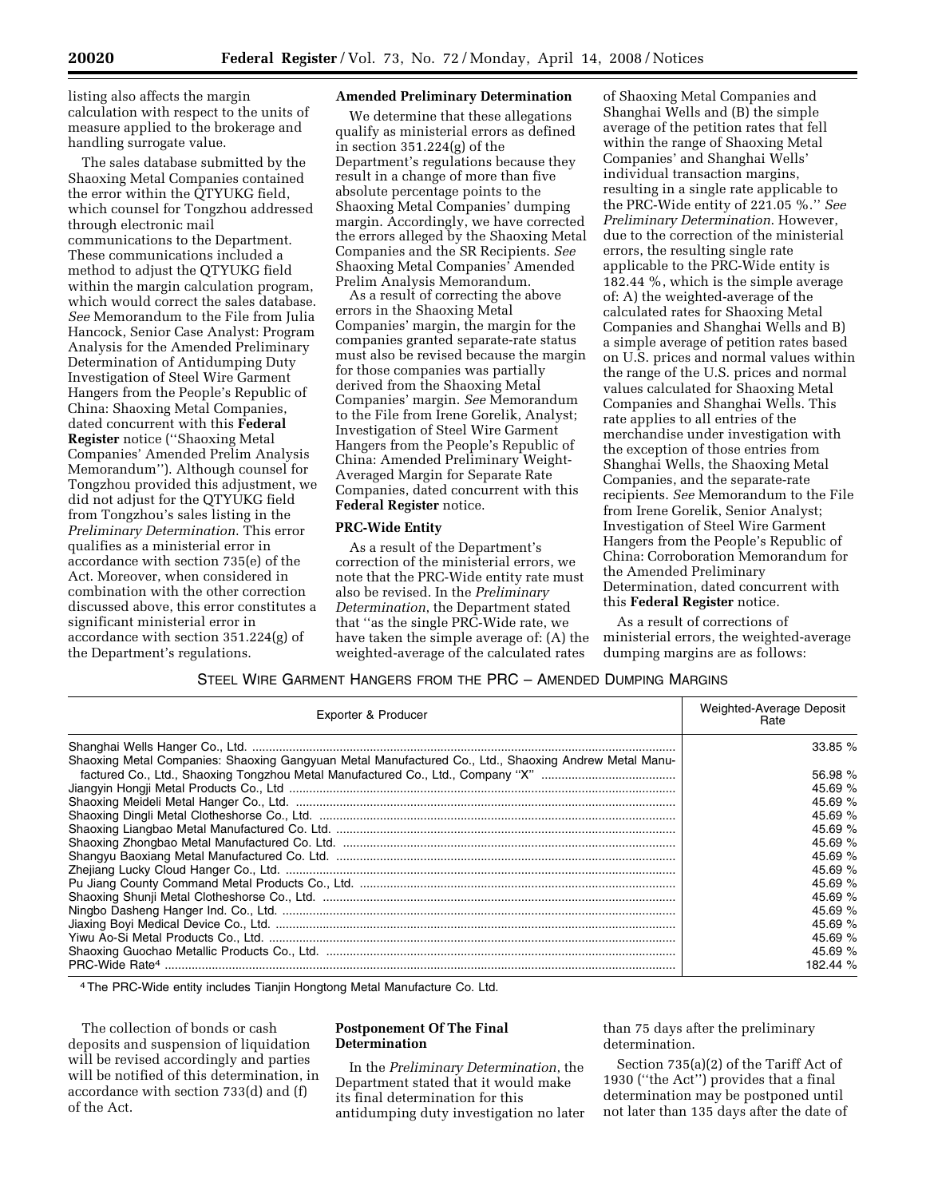listing also affects the margin calculation with respect to the units of measure applied to the brokerage and handling surrogate value.

The sales database submitted by the Shaoxing Metal Companies contained the error within the QTYUKG field, which counsel for Tongzhou addressed through electronic mail communications to the Department. These communications included a method to adjust the QTYUKG field within the margin calculation program, which would correct the sales database. *See* Memorandum to the File from Julia Hancock, Senior Case Analyst: Program Analysis for the Amended Preliminary Determination of Antidumping Duty Investigation of Steel Wire Garment Hangers from the People's Republic of China: Shaoxing Metal Companies, dated concurrent with this **Federal Register** notice (''Shaoxing Metal Companies' Amended Prelim Analysis Memorandum''). Although counsel for Tongzhou provided this adjustment, we did not adjust for the QTYUKG field from Tongzhou's sales listing in the *Preliminary Determination.* This error qualifies as a ministerial error in accordance with section 735(e) of the Act. Moreover, when considered in combination with the other correction discussed above, this error constitutes a significant ministerial error in accordance with section 351.224(g) of the Department's regulations.

**Amended Preliminary Determination**

We determine that these allegations qualify as ministerial errors as defined in section 351.224(g) of the Department's regulations because they result in a change of more than five absolute percentage points to the Shaoxing Metal Companies' dumping margin. Accordingly, we have corrected the errors alleged by the Shaoxing Metal Companies and the SR Recipients. *See* Shaoxing Metal Companies' Amended Prelim Analysis Memorandum.

As a result of correcting the above errors in the Shaoxing Metal Companies' margin, the margin for the companies granted separate-rate status must also be revised because the margin for those companies was partially derived from the Shaoxing Metal Companies' margin. *See* Memorandum to the File from Irene Gorelik, Analyst; Investigation of Steel Wire Garment Hangers from the People's Republic of China: Amended Preliminary Weight-Averaged Margin for Separate Rate Companies, dated concurrent with this **Federal Register** notice.

**PRC-Wide Entity**

As a result of the Department's correction of the ministerial errors, we note that the PRC-Wide entity rate must also be revised. In the *Preliminary Determination*, the Department stated that ''as the single PRC-Wide rate, we have taken the simple average of: (A) the weighted-average of the calculated rates of Shaoxing Metal Companies and Shanghai Wells and (B) the simple average of the petition rates that fell within the range of Shaoxing Metal Companies' and Shanghai Wells' individual transaction margins, resulting in a single rate applicable to the PRC-Wide entity of 221.05 %.'' *See Preliminary Determination.* However, due to the correction of the ministerial errors, the resulting single rate applicable to the PRC-Wide entity is 182.44 %, which is the simple average of: A) the weighted-average of the calculated rates for Shaoxing Metal Companies and Shanghai Wells and B) a simple average of petition rates based on U.S. prices and normal values within the range of the U.S. prices and normal values calculated for Shaoxing Metal Companies and Shanghai Wells. This rate applies to all entries of the merchandise under investigation with the exception of those entries from Shanghai Wells, the Shaoxing Metal Companies, and the separate-rate recipients. *See* Memorandum to the File from Irene Gorelik, Senior Analyst; Investigation of Steel Wire Garment Hangers from the People's Republic of China: Corroboration Memorandum for the Amended Preliminary Determination, dated concurrent with this **Federal Register** notice.

As a result of corrections of ministerial errors, the weighted-average dumping margins are as follows:

STEEL WIRE GARMENT HANGERS FROM THE PRC – AMENDED DUMPING MARGINS

| Exporter & Producer | Weighted-Average Deposit Rate |
|---|---|
| Shanghai Wells Hanger Co., Ltd. | 33.85 % |
| Shaoxing Metal Companies: Shaoxing Gangyuan Metal Manufactured Co., Ltd., Shaoxing Andrew Metal Manufactured Co., Ltd., Shaoxing Tongzhou Metal Manufactured Co., Ltd., Company ''X'' | 56.98 % |
| Jiangyin Hongji Metal Products Co., Ltd | 45.69 % |
| Shaoxing Meideli Metal Hanger Co., Ltd. | 45.69 % |
| Shaoxing Dingli Metal Clotheshorse Co., Ltd. | 45.69 % |
| Shaoxing Liangbao Metal Manufactured Co. Ltd. | 45.69 % |
| Shaoxing Zhongbao Metal Manufactured Co. Ltd. | 45.69 % |
| Shangyu Baoxiang Metal Manufactured Co. Ltd. | 45.69 % |
| Zhejiang Lucky Cloud Hanger Co., Ltd. | 45.69 % |
| Pu Jiang County Command Metal Products Co., Ltd. | 45.69 % |
| Shaoxing Shunji Metal Clotheshorse Co., Ltd. | 45.69 % |
| Ningbo Dasheng Hanger Ind. Co., Ltd. | 45.69 % |
| Jiaxing Boyi Medical Device Co., Ltd. | 45.69 % |
| Yiwu Ao-Si Metal Products Co., Ltd. | 45.69 % |
| Shaoxing Guochao Metallic Products Co., Ltd. | 45.69 % |
| PRC-Wide Rate[4] | 182.44 % |

[4] The PRC-Wide entity includes Tianjin Hongtong Metal Manufacture Co. Ltd.

The collection of bonds or cash deposits and suspension of liquidation will be revised accordingly and parties will be notified of this determination, in accordance with section 733(d) and (f) of the Act.

**Postponement Of The Final Determination**

In the *Preliminary Determination*, the Department stated that it would make its final determination for this antidumping duty investigation no later than 75 days after the preliminary determination.

Section 735(a)(2) of the Tariff Act of 1930 (''the Act'') provides that a final determination may be postponed until not later than 135 days after the date of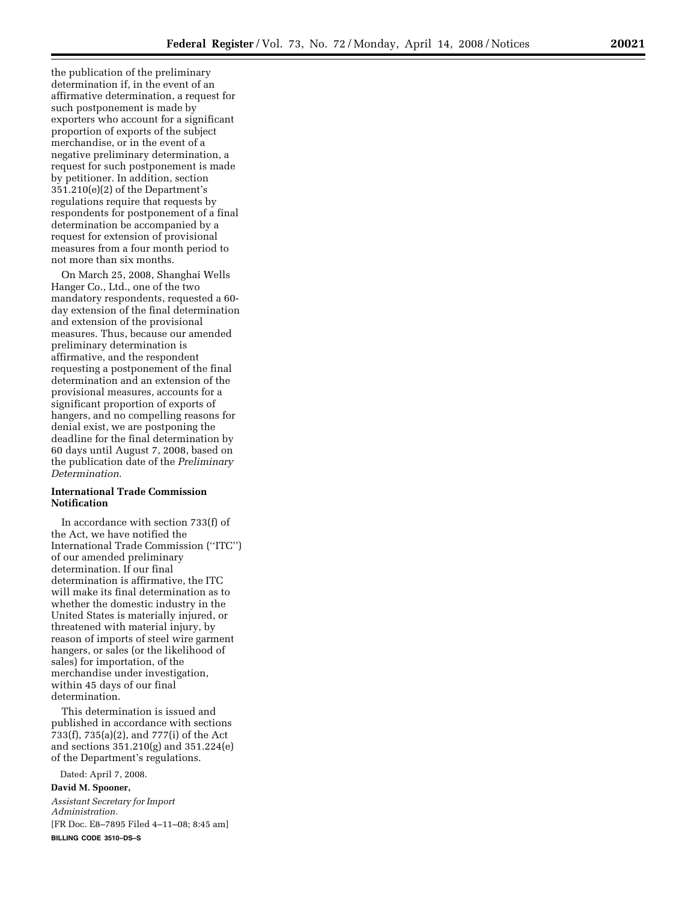the publication of the preliminary determination if, in the event of an affirmative determination, a request for such postponement is made by exporters who account for a significant proportion of exports of the subject merchandise, or in the event of a negative preliminary determination, a request for such postponement is made by petitioner. In addition, section 351.210(e)(2) of the Department's regulations require that requests by respondents for postponement of a final determination be accompanied by a request for extension of provisional measures from a four month period to not more than six months.

On March 25, 2008, Shanghai Wells Hanger Co., Ltd., one of the two mandatory respondents, requested a 60-day extension of the final determination and extension of the provisional measures. Thus, because our amended preliminary determination is affirmative, and the respondent requesting a postponement of the final determination and an extension of the provisional measures, accounts for a significant proportion of exports of hangers, and no compelling reasons for denial exist, we are postponing the deadline for the final determination by 60 days until August 7, 2008, based on the publication date of the *Preliminary Determination*.

**International Trade Commission Notification**

In accordance with section 733(f) of the Act, we have notified the International Trade Commission (''ITC'') of our amended preliminary determination. If our final determination is affirmative, the ITC will make its final determination as to whether the domestic industry in the United States is materially injured, or threatened with material injury, by reason of imports of steel wire garment hangers, or sales (or the likelihood of sales) for importation, of the merchandise under investigation, within 45 days of our final determination.

This determination is issued and published in accordance with sections 733(f), 735(a)(2), and 777(i) of the Act and sections 351.210(g) and 351.224(e) of the Department's regulations.

Dated: April 7, 2008.

**David M. Spooner,**

*Assistant Secretary for Import Administration.*

[FR Doc. E8–7895 Filed 4–11–08; 8:45 am]

**BILLING CODE 3510–DS–S**